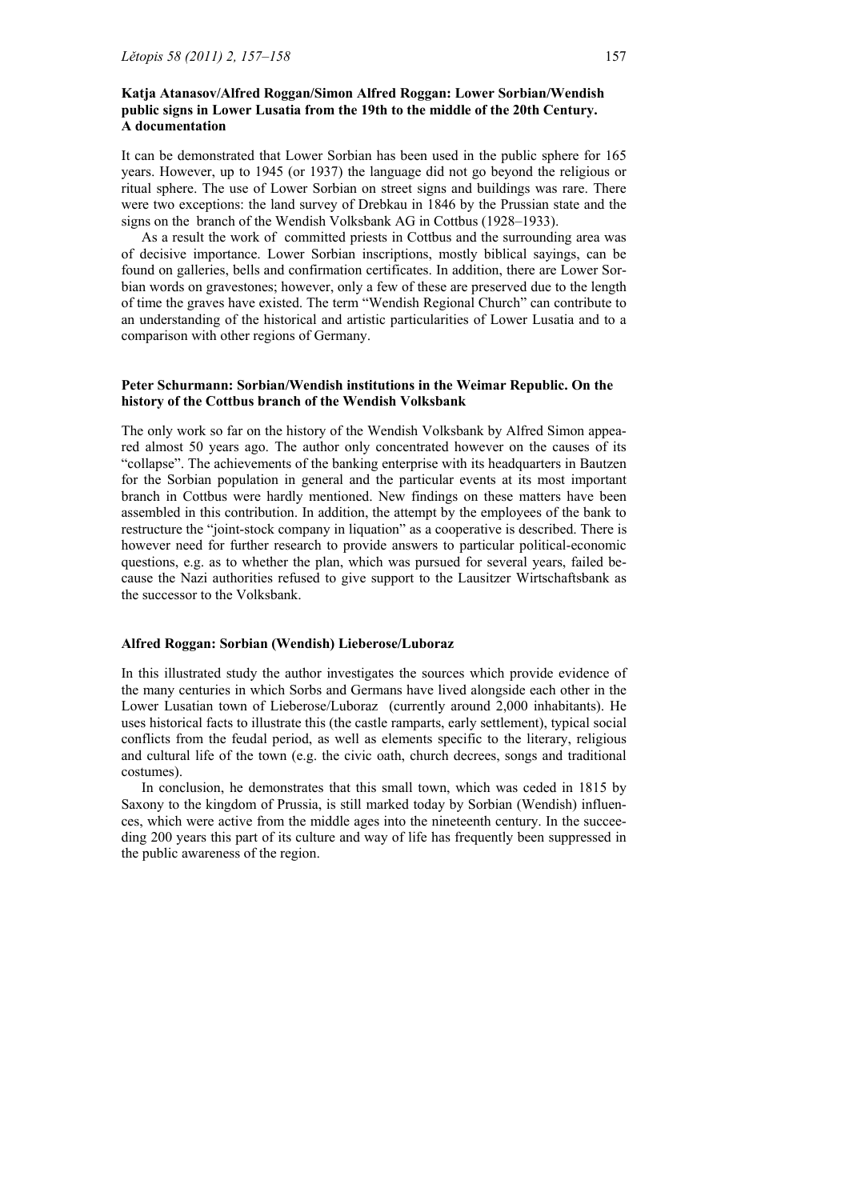**Katja Atanasov/Alfred Roggan/Simon Alfred Roggan: Lower Sorbian/Wendish public signs in Lower Lusatia from the 19th to the middle of the 20th Century. A documentation**

It can be demonstrated that Lower Sorbian has been used in the public sphere for 165 years. However, up to 1945 (or 1937) the language did not go beyond the religious or ritual sphere. The use of Lower Sorbian on street signs and buildings was rare. There were two exceptions: the land survey of Drebkau in 1846 by the Prussian state and the signs on the branch of the Wendish Volksbank AG in Cottbus (1928–1933).

As a result the work of committed priests in Cottbus and the surrounding area was of decisive importance. Lower Sorbian inscriptions, mostly biblical sayings, can be found on galleries, bells and confirmation certificates. In addition, there are Lower Sorbian words on gravestones; however, only a few of these are preserved due to the length of time the graves have existed. The term "Wendish Regional Church" can contribute to an understanding of the historical and artistic particularities of Lower Lusatia and to a comparison with other regions of Germany.

**Peter Schurmann: Sorbian/Wendish institutions in the Weimar Republic. On the history of the Cottbus branch of the Wendish Volksbank**

The only work so far on the history of the Wendish Volksbank by Alfred Simon appeared almost 50 years ago. The author only concentrated however on the causes of its "collapse". The achievements of the banking enterprise with its headquarters in Bautzen for the Sorbian population in general and the particular events at its most important branch in Cottbus were hardly mentioned. New findings on these matters have been assembled in this contribution. In addition, the attempt by the employees of the bank to restructure the "joint-stock company in liquation" as a cooperative is described. There is however need for further research to provide answers to particular political-economic questions, e.g. as to whether the plan, which was pursued for several years, failed because the Nazi authorities refused to give support to the Lausitzer Wirtschaftsbank as the successor to the Volksbank.

**Alfred Roggan: Sorbian (Wendish) Lieberose/Luboraz**

In this illustrated study the author investigates the sources which provide evidence of the many centuries in which Sorbs and Germans have lived alongside each other in the Lower Lusatian town of Lieberose/Luboraz (currently around 2,000 inhabitants). He uses historical facts to illustrate this (the castle ramparts, early settlement), typical social conflicts from the feudal period, as well as elements specific to the literary, religious and cultural life of the town (e.g. the civic oath, church decrees, songs and traditional costumes).

In conclusion, he demonstrates that this small town, which was ceded in 1815 by Saxony to the kingdom of Prussia, is still marked today by Sorbian (Wendish) influences, which were active from the middle ages into the nineteenth century. In the succeeding 200 years this part of its culture and way of life has frequently been suppressed in the public awareness of the region.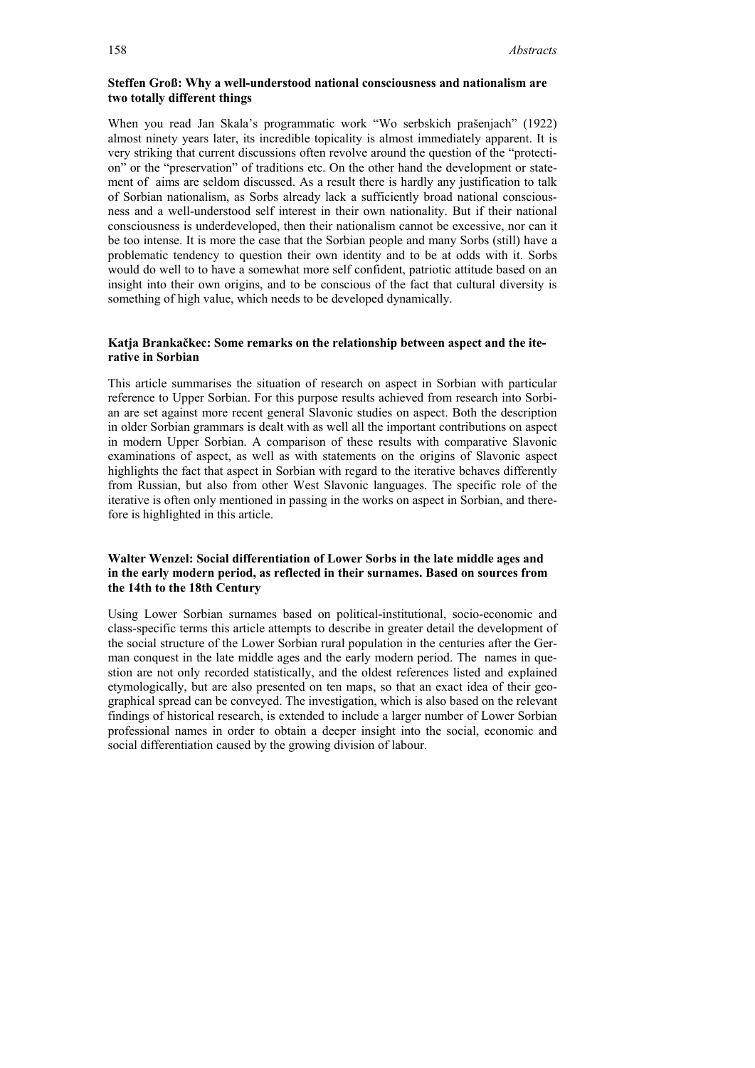**Steffen Groß: Why a well-understood national consciousness and nationalism are two totally different things**

When you read Jan Skala's programmatic work "Wo serbskich prašenjach" (1922) almost ninety years later, its incredible topicality is almost immediately apparent. It is very striking that current discussions often revolve around the question of the "protection" or the "preservation" of traditions etc. On the other hand the development or statement of aims are seldom discussed. As a result there is hardly any justification to talk of Sorbian nationalism, as Sorbs already lack a sufficiently broad national consciousness and a well-understood self interest in their own nationality. But if their national consciousness is underdeveloped, then their nationalism cannot be excessive, nor can it be too intense. It is more the case that the Sorbian people and many Sorbs (still) have a problematic tendency to question their own identity and to be at odds with it. Sorbs would do well to to have a somewhat more self confident, patriotic attitude based on an insight into their own origins, and to be conscious of the fact that cultural diversity is something of high value, which needs to be developed dynamically.

**Katja Brankačkec: Some remarks on the relationship between aspect and the iterative in Sorbian**

This article summarises the situation of research on aspect in Sorbian with particular reference to Upper Sorbian. For this purpose results achieved from research into Sorbian are set against more recent general Slavonic studies on aspect. Both the description in older Sorbian grammars is dealt with as well all the important contributions on aspect in modern Upper Sorbian. A comparison of these results with comparative Slavonic examinations of aspect, as well as with statements on the origins of Slavonic aspect highlights the fact that aspect in Sorbian with regard to the iterative behaves differently from Russian, but also from other West Slavonic languages. The specific role of the iterative is often only mentioned in passing in the works on aspect in Sorbian, and therefore is highlighted in this article.

**Walter Wenzel: Social differentiation of Lower Sorbs in the late middle ages and in the early modern period, as reflected in their surnames. Based on sources from the 14th to the 18th Century**

Using Lower Sorbian surnames based on political-institutional, socio-economic and class-specific terms this article attempts to describe in greater detail the development of the social structure of the Lower Sorbian rural population in the centuries after the German conquest in the late middle ages and the early modern period. The names in question are not only recorded statistically, and the oldest references listed and explained etymologically, but are also presented on ten maps, so that an exact idea of their geographical spread can be conveyed. The investigation, which is also based on the relevant findings of historical research, is extended to include a larger number of Lower Sorbian professional names in order to obtain a deeper insight into the social, economic and social differentiation caused by the growing division of labour.